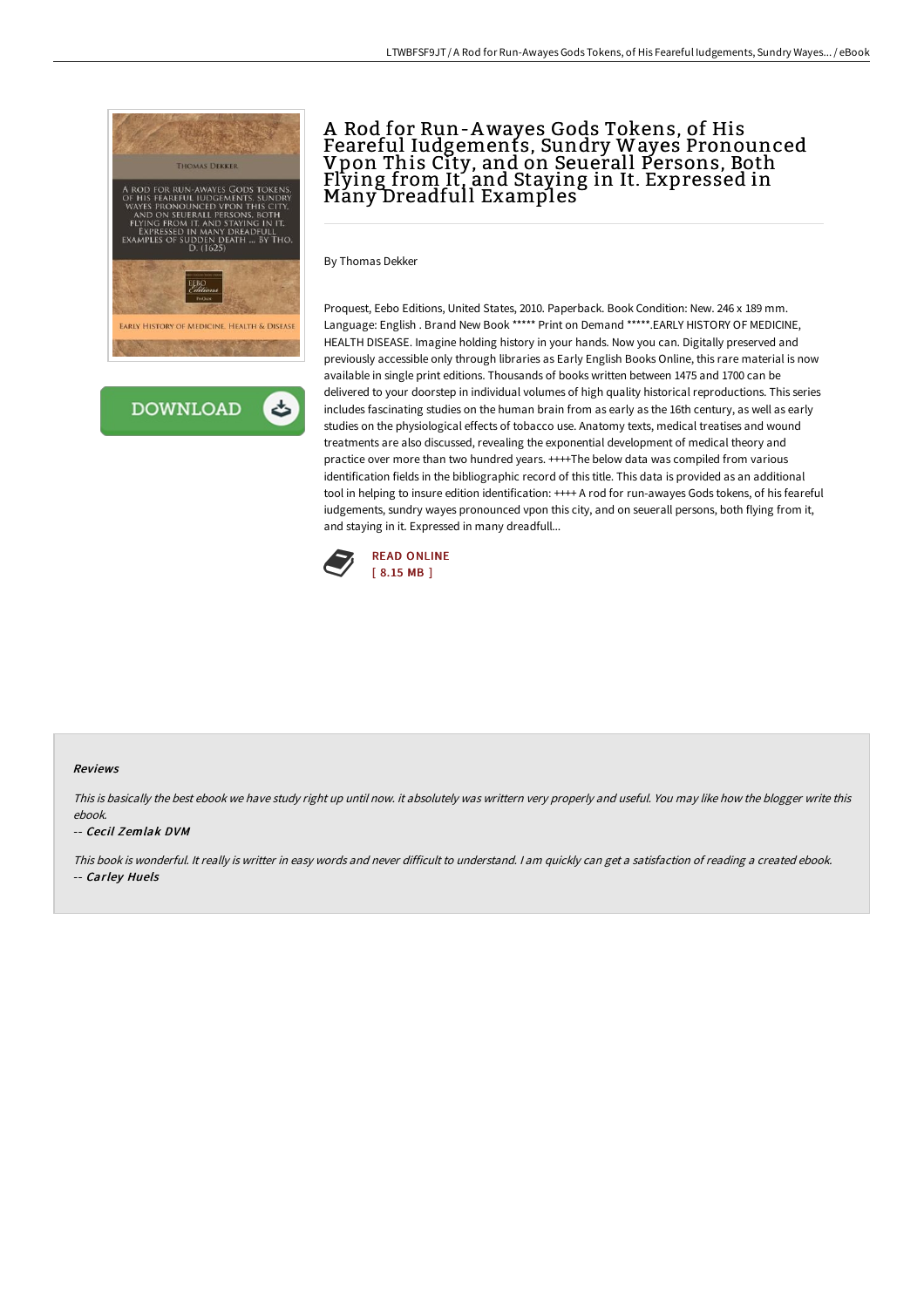// A Rod for Run-Awayes Gods Tokens, of His Feareful Iudgements, Sundry Wayes Pronounced Vpon This City, and on Seuerall Persons, Both Flying from It, and Staying in It. Expressed in Many Dreadfull Examples

By Thomas Dekker

Proquest, Eebo Editions, United States, 2010. Paperback. Book Condition: New. 246 x 189 mm. Language: English . Brand New Book ***** Print on Demand *****.EARLY HISTORY OF MEDICINE, HEALTH DISEASE. Imagine holding history in your hands. Now you can. Digitally preserved and previously accessible only through libraries as Early English Books Online, this rare material is now available in single print editions. Thousands of books written between 1475 and 1700 can be delivered to your doorstep in individual volumes of high quality historical reproductions. This series includes fascinating studies on the human brain from as early as the 16th century, as well as early studies on the physiological effects of tobacco use. Anatomy texts, medical treatises and wound treatments are also discussed, revealing the exponential development of medical theory and practice over more than two hundred years. ++++The below data was compiled from various identification fields in the bibliographic record of this title. This data is provided as an additional tool in helping to insure edition identification: ++++ A rod for run-awayes Gods tokens, of his feareful iudgements, sundry wayes pronounced vpon this city, and on seuerall persons, both flying from it, and staying in it. Expressed in many dreadfull...

READ ONLINE
[ 8.15 MB ]

## Reviews

*This is basically the best ebook we have study right up until now. it absolutely was writtern very properly and useful. You may like how the blogger write this ebook.*

-- *Cecil Zemlak DVM*

*This book is wonderful. It really is writter in easy words and never difficult to understand. I am quickly can get a satisfaction of reading a created ebook.*

-- *Carley Huels*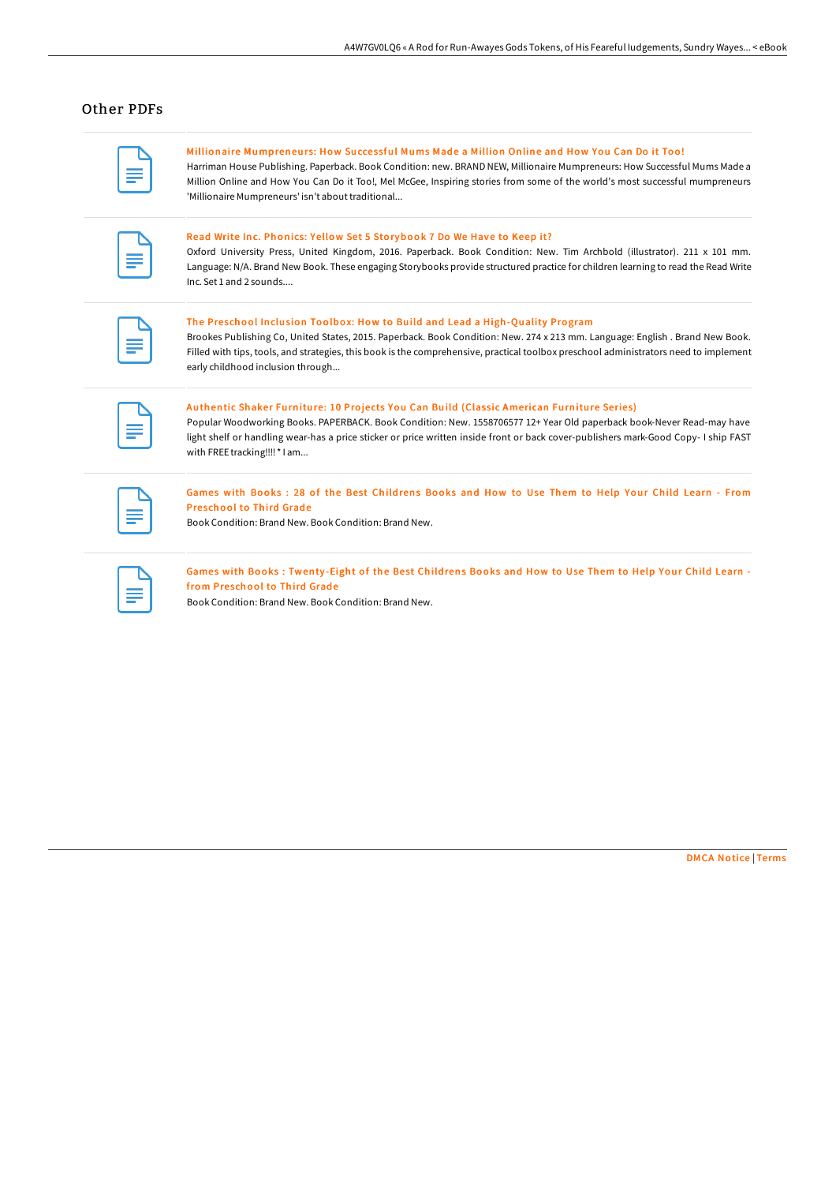## Other PDFs

**Millionaire Mumpreneurs: How Successful Mums Made a Million Online and How You Can Do it Too!**

Harriman House Publishing. Paperback. Book Condition: new. BRAND NEW, Millionaire Mumpreneurs: How Successful Mums Made a Million Online and How You Can Do it Too!, Mel McGee, Inspiring stories from some of the world's most successful mumpreneurs 'Millionaire Mumpreneurs' isn't about traditional...

**Read Write Inc. Phonics: Yellow Set 5 Storybook 7 Do We Have to Keep it?**

Oxford University Press, United Kingdom, 2016. Paperback. Book Condition: New. Tim Archbold (illustrator). 211 x 101 mm. Language: N/A. Brand New Book. These engaging Storybooks provide structured practice for children learning to read the Read Write Inc. Set 1 and 2 sounds....

**The Preschool Inclusion Toolbox: How to Build and Lead a High-Quality Program**

Brookes Publishing Co, United States, 2015. Paperback. Book Condition: New. 274 x 213 mm. Language: English . Brand New Book. Filled with tips, tools, and strategies, this book is the comprehensive, practical toolbox preschool administrators need to implement early childhood inclusion through...

**Authentic Shaker Furniture: 10 Projects You Can Build (Classic American Furniture Series)**

Popular Woodworking Books. PAPERBACK. Book Condition: New. 1558706577 12+ Year Old paperback book-Never Read-may have light shelf or handling wear-has a price sticker or price written inside front or back cover-publishers mark-Good Copy- I ship FAST with FREE tracking!!!! * I am...

**Games with Books : 28 of the Best Childrens Books and How to Use Them to Help Your Child Learn - From Preschool to Third Grade**

Book Condition: Brand New. Book Condition: Brand New.

**Games with Books : Twenty-Eight of the Best Childrens Books and How to Use Them to Help Your Child Learn - from Preschool to Third Grade**

Book Condition: Brand New. Book Condition: Brand New.